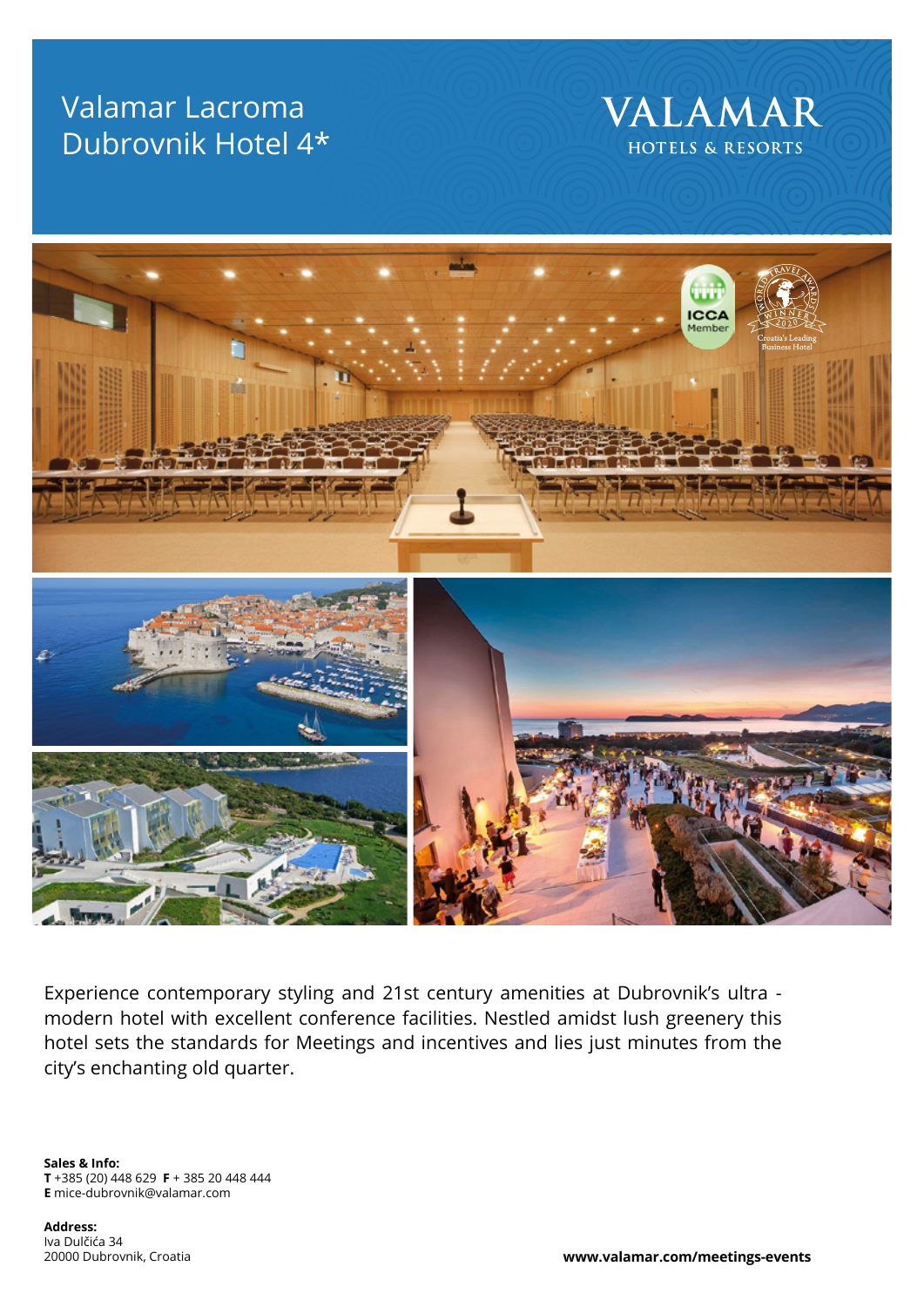# Valamar Lacroma Dubrovnik Hotel 4*

VALAMAR
HOTELS & RESORTS

Experience contemporary styling and 21st century amenities at Dubrovnik's ultra - modern hotel with excellent conference facilities. Nestled amidst lush greenery this hotel sets the standards for Meetings and incentives and lies just minutes from the city's enchanting old quarter.

**Sales & Info:**
**T** +385 (20) 448 629 **F** + 385 20 448 444
**E** mice-dubrovnik@valamar.com

**Address:**
Iva Dulčića 34
20000 Dubrovnik, Croatia

**www.valamar.com/meetings-events**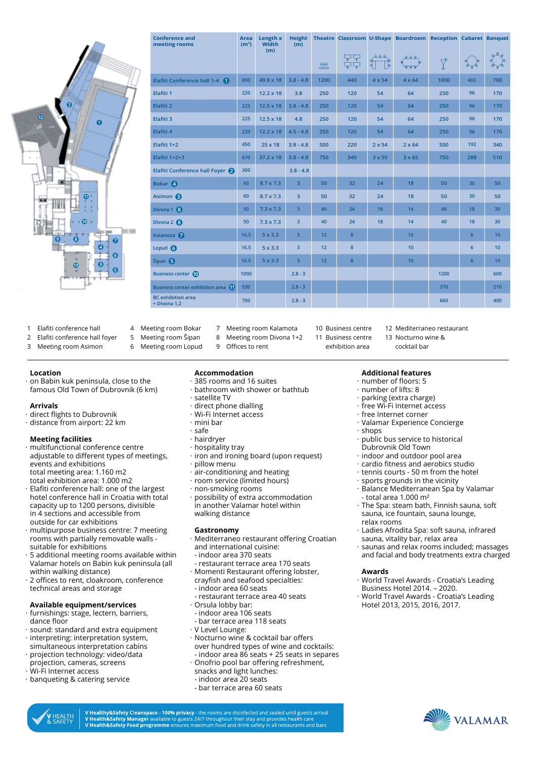| Conference and meeting rooms | Area (m²) | Length x Width (m) | Height (m) | Theatre | Classroom | U-Shape | Boardroom | Reception | Cabaret | Banquet |
|---|---|---|---|---|---|---|---|---|---|---|
| Elafiti Conference hall 1-4 1 | 890 | 49.8 x 18 | 3.8 - 4.8 | 1200 | 440 | 4 x 54 | 4 x 64 | 1000 | 402 | 700 |
| Elafiti 1 | 220 | 12.2 x 18 | 3.8 | 250 | 120 | 54 | 64 | 250 | 96 | 170 |
| Elafiti 2 | 225 | 12.5 x 18 | 3.8 - 4.8 | 250 | 120 | 54 | 64 | 250 | 96 | 170 |
| Elafiti 3 | 225 | 12.5 x 18 | 4.8 | 250 | 120 | 54 | 64 | 250 | 96 | 170 |
| Elafiti 4 | 220 | 12.2 x 18 | 4.5 - 4.8 | 250 | 120 | 54 | 64 | 250 | 96 | 170 |
| Elafiti 1+2 | 450 | 25 x 18 | 3.8 - 4.8 | 500 | 220 | 2 x 54 | 2 x 64 | 500 | 192 | 340 |
| Elafiti 1+2+3 | 670 | 37.2 x 18 | 3.8 - 4.8 | 750 | 340 | 3 x 55 | 3 x 65 | 750 | 288 | 510 |
| Elafiti Conference hall Foyer 2 | 300 | | 3.8 - 4.8 | | | | | | | |
| Bokar 4 | 60 | 8.7 x 7.3 | 3 | 50 | 32 | 24 | 18 | 50 | 30 | 50 |
| Asimon 3 | 60 | 8.7 x 7.3 | 3 | 50 | 32 | 24 | 18 | 50 | 30 | 50 |
| Divona 1 8 | 50 | 7.3 x 7.3 | 3 | 40 | 24 | 18 | 14 | 40 | 18 | 30 |
| Divona 2 8 | 50 | 7.3 x 7.3 | 3 | 40 | 24 | 18 | 14 | 40 | 18 | 30 |
| Kalamota 7 | 16.5 | 5 x 3.3 | 3 | 12 | 8 | | 10 | | 6 | 10 |
| Lopud 6 | 16.5 | 5 x 3.3 | 3 | 12 | 8 | | 10 | | 6 | 10 |
| Šipan 5 | 16.5 | 5 x 3.3 | 3 | 12 | 8 | | 10 | | 6 | 10 |
| Business center 10 | 1000 | | 2.8 - 3 | | | | | 1200 | | 600 |
| Business center exhibition area 11 | 530 | | 2.8 - 3 | | | | | 370 | | 210 |
| BC exhibition area + Divona 1,2 | 700 | | 2.8 - 3 | | | | | 660 | | 400 |

1 Elafiti conference hall
2 Elafiti conference hall foyer
3 Meeting room Asimon
4 Meeting room Bokar
5 Meeting room Šipan
6 Meeting room Lopud
7 Meeting room Kalamota
8 Meeting room Divona 1+2
9 Offices to rent
10 Business centre
11 Business centre exhibition area
12 Mediterraneo restaurant
13 Nocturno wine & cocktail bar

**Location**
- on Babin kuk peninsula, close to the famous Old Town of Dubrovnik (6 km)

**Arrivals**
- direct flights to Dubrovnik
- distance from airport: 22 km

**Meeting facilities**
- multifunctional conference centre adjustable to different types of meetings, events and exhibitions
  total meeting area: 1.160 m2
  total exhibition area: 1.000 m2
- Elafiti conference hall: one of the largest hotel conference hall in Croatia with total capacity up to 1200 persons, divisible in 4 sections and accessible from outside for car exhibitions
- multipurpose business centre: 7 meeting rooms with partially removable walls - suitable for exhibitions
- 5 additional meeting rooms available within Valamar hotels on Babin kuk peninsula (all within walking distance)
- 2 offices to rent, cloakroom, conference technical areas and storage

**Available equipment/services**
- furnishings: stage, lectern, barriers, dance floor
- sound: standard and extra equipment
- interpreting: interpretation system, simultaneous interpretation cabins
- projection technology: video/data projection, cameras, screens
- Wi-Fi Internet access
- banqueting & catering service

**Accommodation**
- 385 rooms and 16 suites
- bathroom with shower or bathtub
- satellite TV
- direct phone dialling
- Wi-Fi Internet access
- mini bar
- safe
- hairdryer
- hospitality tray
- iron and ironing board (upon request)
- pillow menu
- air-conditioning and heating
- room service (limited hours)
- non-smoking rooms
- possibility of extra accommodation in another Valamar hotel within walking distance

**Gastronomy**
- Mediterraneo restaurant offering Croatian and international cuisine:
  - indoor area 370 seats
  - restaurant terrace area 170 seats
- Momenti Restaurant offering lobster, crayfish and seafood specialties:
  - indoor area 60 seats
  - restaurant terrace area 40 seats
- Orsula lobby bar:
  - indoor area 106 seats
  - bar terrace area 118 seats
- V Level Lounge:
- Nocturno wine & cocktail bar offers over hundred types of wine and cocktails:
  - indoor area 86 seats + 25 seats in separes
- Onofrio pool bar offering refreshment, snacks and light lunches:
  - indoor area 20 seats
  - bar terrace area 60 seats

**Additional features**
- number of floors: 5
- number of lifts: 8
- parking (extra charge)
- free Wi-Fi Internet access
- free Internet corner
- Valamar Experience Concierge
- shops
- public bus service to historical Dubrovnik Old Town
- indoor and outdoor pool area
- cardio fitness and aerobics studio
- tennis courts - 50 m from the hotel
- sports grounds in the vicinity
- Balance Mediterranean Spa by Valamar - total area 1.000 m²
- The Spa: steam bath, Finnish sauna, soft sauna, ice fountain, sauna lounge, relax rooms
- Ladies Afrodita Spa: soft sauna, infrared sauna, vitality bar, relax area
- saunas and relax rooms included; massages and facial and body treatments extra charged

**Awards**
- World Travel Awards - Croatia's Leading Business Hotel 2014. – 2020.
- World Travel Awards - Croatia's Leading Hotel 2013, 2015, 2016, 2017.

V HEALTH & SAFETY

**V Healthy&Safety Cleanspace - 100% privacy** - the rooms are disinfected and sealed until guests arrival
**V Health&Safety Manager** available to guests 24/7 throughout their stay and provides health care
**V Health&Safety Food programme** ensures maximum food and drink safety in all restaurants and bars

VALAMAR